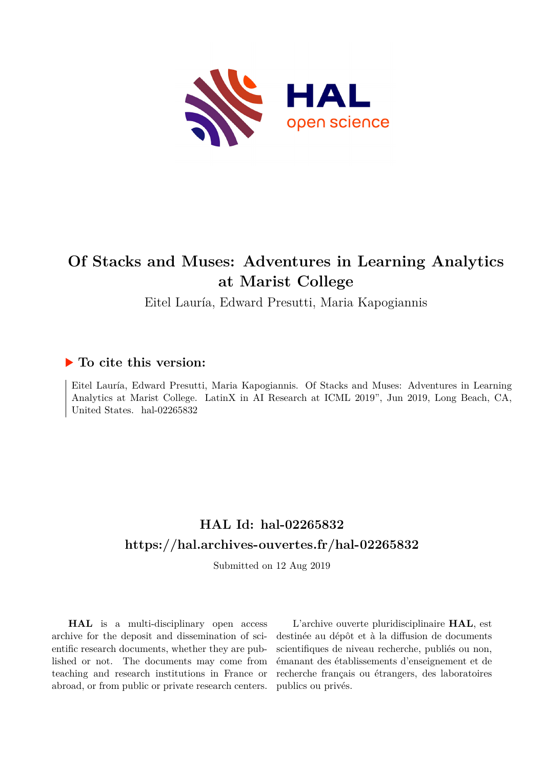# Of Stacks and Muses: Adventures in Learning Analytics at Marist College

Eitel Lauría, Edward Presutti, Maria Kapogiannis

## ▶ To cite this version:

Eitel Lauría, Edward Presutti, Maria Kapogiannis. Of Stacks and Muses: Adventures in Learning Analytics at Marist College. LatinX in AI Research at ICML 2019", Jun 2019, Long Beach, CA, United States. hal-02265832

## HAL Id: hal-02265832

## https://hal.archives-ouvertes.fr/hal-02265832

Submitted on 12 Aug 2019

**HAL** is a multi-disciplinary open access archive for the deposit and dissemination of scientific research documents, whether they are published or not. The documents may come from teaching and research institutions in France or abroad, or from public or private research centers.

L'archive ouverte pluridisciplinaire **HAL**, est destinée au dépôt et à la diffusion de documents scientifiques de niveau recherche, publiés ou non, émanant des établissements d'enseignement et de recherche français ou étrangers, des laboratoires publics ou privés.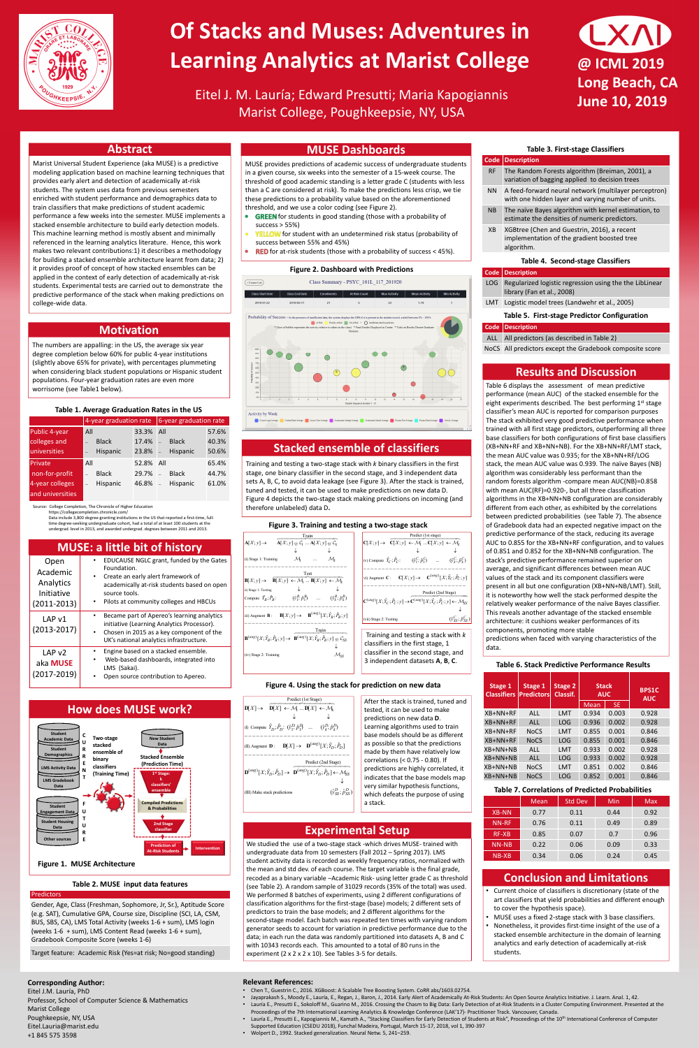# Of Stacks and Muses: Adventures in Learning Analytics at Marist College

Eitel J. M. Lauría; Edward Presutti; Maria Kapogiannis
Marist College, Poughkeepsie, NY, USA

LXAI @ ICML 2019
Long Beach, CA
June 10, 2019

## Abstract

Marist Universal Student Experience (aka MUSE) is a predictive modeling application based on machine learning techniques that provides early alert and detection of academically at-risk students. The system uses data from previous semesters enriched with student performance and demographics data to train classifiers that make predictions of student academic performance a few weeks into the semester. MUSE implements a stacked ensemble architecture to build early detection models. This machine learning method is mostly absent and minimally referenced in the learning analytics literature. Hence, this work makes two relevant contributions:1) it describes a methodology for building a stacked ensemble architecture learnt from data; 2) it provides proof of concept of how stacked ensembles can be applied in the context of early detection of academically at-risk students. Experimental tests are carried out to demonstrate the predictive performance of the stack when making predictions on college-wide data.

## Motivation

The numbers are appalling: in the US, the average six year degree completion below 60% for public 4-year institutions (slightly above 65% for private), with percentages plummeting when considering black student populations or Hispanic student populations. Four-year graduation rates are even more worrisome (see Table1 below).

**Table 1. Average Graduation Rates in the US**

| | 4-year graduation rate | | 6-year graduation rate | |
|---|---|---|---|---|
| Public 4-year colleges and universities | All | 33.3% | All | 57.6% |
| | Black | 17.4% | Black | 40.3% |
| | Hispanic | 23.8% | Hispanic | 50.6% |
| Private non-for-profit 4-year colleges and universities | All | 52.8% | All | 65.4% |
| | Black | 29.7% | Black | 44.7% |
| | Hispanic | 46.8% | Hispanic | 61.0% |

Source: College Completion, The Chronicle of Higher Education https://collegecompletion.chronicle.com/
Data include 3,800 degree-granting institutions in the US that reported a first-time, full-time degree-seeking undergraduate cohort, had a total of at least 100 students at the undergrad. level in 2013, and were classified undergrad. degrees between 2011 and 2013.

## MUSE: a little bit of history

| | |
|---|---|
| Open Academic Analytics Initiative (2011-2013) | • EDUCAUSE NGLC grant, funded by the Gates Foundation.<br>• Create an early alert framework of academically at-risk students based on open source tools.<br>• Pilots at community colleges and HBCUs |
| LAP v1 (2013-2017) | • Became part of Apereo's learning analytics initiative (Learning Analytics Processor).<br>• Chosen in 2015 as a key component of the UK's national analytics infrastructure. |
| LAP v2 aka MUSE (2017-2019) | • Engine based on a stacked ensemble.<br>• Web-based dashboards, integrated into LMS (Sakai).<br>• Open source contribution to Apereo. |

## How does MUSE work?

Student Academic Data
Student Demographics
LMS Activity Data
LMS Gradebook Data
Student Engagement Data
Student Housing Data
Other sources

CURRENT
FUTURE

Two-stage stacked ensemble of binary classifiers (Training Time)

New Student Data
Stacked Ensemble (Prediction Time)
1st Stage: k classifiers' ensemble
Compiled Predictions & Probabilities
2nd Stage classifier
Prediction of At-Risk Students
Intervention

Figure 1. MUSE Architecture

**Table 2. MUSE input data features**

**Predictors**

Gender, Age, Class (Freshman, Sophomore, Jr, Sr.), Aptitude Score (e.g. SAT), Cumulative GPA, Course size, Discipline (SCI, LA, CSM, BUS, SBS, CA), LMS Total Activity (weeks 1-6 + sum), LMS login (weeks 1-6 + sum), LMS Content Read (weeks 1-6 + sum), Gradebook Composite Score (weeks 1-6)

Target feature: Academic Risk (Yes=at risk; No=good standing)

## MUSE Dashboards

MUSE provides predictions of academic success of undergraduate students in a given course, six weeks into the semester of a 15-week course. The threshold of good academic standing is a letter grade C (students with less than a C are considered at risk). To make the predictions less crisp, we tie these predictions to a probability value based on the aforementioned threshold, and we use a color coding (see Figure 2).

- **GREEN** for students in good standing (those with a probability of success > 55%)
- **YELLOW** for student with an undetermined risk status (probability of success between 55% and 45%)
- **RED** for at-risk students (those with a probability of success < 45%).

**Figure 2. Dashboard with Predictions**

## Stacked ensemble of classifiers

Training and testing a two-stage stack with $k$ binary classifiers in the first stage, one binary classifier in the second stage, and 3 independent data sets A, B, C, to avoid data leakage (see Figure 3). After the stack is trained, tuned and tested, it can be used to make predictions on new data D. Figure 4 depicts the two-stage stack making predictions on incoming (and therefore unlabeled) data **D**.

**Figure 3. Training and testing a two-stage stack**

Training and testing a stack with $k$ classifiers in the first stage, 1 classifier in the second stage, and 3 independent datasets **A**, **B**, **C**.

**Figure 4. Using the stack for prediction on new data**

After the stack is trained, tuned and tested, it can be used to make predictions on new data **D**. Learning algorithms used to train base models should be as different as possible so that the predictions made by them have relatively low correlations (< 0.75 - 0.80). If predictions are highly correlated, it indicates that the base models map very similar hypothesis functions, which defeats the purpose of using a stack.

## Experimental Setup

We studied the use of a two-stage stack -which drives MUSE- trained with undergraduate data from 10 semesters (Fall 2012 – Spring 2017). LMS student activity data is recorded as weekly frequency ratios, normalized with the mean and std dev. of each course. The target variable is the final grade, recoded as a binary variable –Academic Risk- using letter grade C as threshold (see Table 2). A random sample of 31029 records (35% of the total) was used. We performed 8 batches of experiments, using 2 different configurations of classification algorithms for the first-stage (base) models; 2 different sets of predictors to train the base models; and 2 different algorithms for the second-stage model. Each batch was repeated ten times with varying random generator seeds to account for variation in predictive performance due to the data; in each run the data was randomly partitioned into datasets A, B and C with 10343 records each. This amounted to a total of 80 runs in the experiment (2 x 2 x 2 x 10). See Tables 3-5 for details.

**Table 3. First-stage Classifiers**

| Code | Description |
|---|---|
| RF | The Random Forests algorithm (Breiman, 2001), a variation of bagging applied to decision trees |
| NN | A feed-forward neural network (multilayer perceptron) with one hidden layer and varying number of units. |
| NB | The naïve Bayes algorithm with kernel estimation, to estimate the densities of numeric predictors. |
| XB | XGBtree (Chen and Guestrin, 2016), a recent implementation of the gradient boosted tree algorithm. |

**Table 4. Second-stage Classifiers**

| Code | Description |
|---|---|
| LOG | Regularized logistic regression using the the LibLinear library (Fan et al., 2008) |
| LMT | Logistic model trees (Landwehr et al., 2005) |

**Table 5. First-stage Predictor Configuration**

| Code | Description |
|---|---|
| ALL | All predictors (as described in Table 2) |
| NoCS | All predictors except the Gradebook composite score |

## Results and Discussion

Table 6 displays the assessment of mean predictive performance (mean AUC) of the stacked ensemble for the eight experiments described. The best performing 1st stage classifier's mean AUC is reported for comparison purposes The stack exhibited very good predictive performance when trained with all first stage predictors, outperforming all three base classifiers for both configurations of first base classifiers (XB+NN+RF and XB+NN+NB). For the XB+NN+RF/LMT stack, the mean AUC value was 0.935; for the XB+NN+RF/LOG stack, the mean AUC value was 0.939. The naïve Bayes (NB) algorithm was considerably less performant than the random forests algorithm -compare mean AUC(NB)=0.858 with mean AUC(RF)=0.920-, but all three classification algorithms in the XB+NN+NB configuration are considerably different from each other, as exhibited by the correlations between predicted probabilities (see Table 7). The absence of Gradebook data had an expected negative impact on the predictive performance of the stack, reducing its average AUC to 0.855 for the XB+NN+RF configuration, and to values of 0.851 and 0.852 for the XB+NN+NB configuration. The stack's predictive performance remained superior on average, and significant differences between mean AUC values of the stack and its component classifiers were present in all but one configuration (XB+NN+NB/LMT). Still, it is noteworthy how well the stack performed despite the relatively weaker performance of the naïve Bayes classifier. This reveals another advantage of the stacked ensemble architecture: it cushions weaker performances of its components, promoting more stable predictions when faced with varying characteristics of the data.

**Table 6. Stack Predictive Performance Results**

| Stage 1 Classifiers | Stage 1 Predictors | Stage 2 Classif. | Stack AUC Mean | Stack AUC SE | BPS1C AUC |
|---|---|---|---|---|---|
| XB+NN+RF | ALL | LMT | 0.934 | 0.003 | 0.928 |
| XB+NN+RF | ALL | LOG | 0.936 | 0.002 | 0.928 |
| XB+NN+RF | NoCS | LMT | 0.855 | 0.001 | 0.846 |
| XB+NN+RF | NoCS | LOG | 0.855 | 0.001 | 0.846 |
| XB+NN+NB | ALL | LMT | 0.933 | 0.002 | 0.928 |
| XB+NN+NB | ALL | LOG | 0.933 | 0.002 | 0.928 |
| XB+NN+NB | NoCS | LMT | 0.851 | 0.002 | 0.846 |
| XB+NN+NB | NoCS | LOG | 0.852 | 0.001 | 0.846 |

**Table 7. Correlations of Predicted Probabilities**

| | Mean | Std Dev | Min | Max |
|---|---|---|---|---|
| XB-NN | 0.77 | 0.11 | 0.44 | 0.92 |
| NN-RF | 0.76 | 0.11 | 0.49 | 0.89 |
| RF-XB | 0.85 | 0.07 | 0.7 | 0.96 |
| NN-NB | 0.22 | 0.06 | 0.09 | 0.33 |
| NB-XB | 0.34 | 0.06 | 0.24 | 0.45 |

## Conclusion and Limitations

- Current choice of classifiers is discretionary (state of the art classifiers that yield probabilities and different enough to cover the hypothesis space).
- MUSE uses a fixed 2-stage stack with 3 base classifiers.
- Nonetheless, it provides first-time insight of the use of a stacked ensemble architecture in the domain of learning analytics and early detection of academically at-risk students.

**Corresponding Author:**
Eitel J.M. Lauría, PhD
Professor, School of Computer Science & Mathematics
Marist College
Poughkeepsie, NY, USA
Eitel.Lauria@marist.edu
+1 845 575 3598

**Relevant References:**

- Chen T., Guestrin C., 2016. XGBoost: A Scalable Tree Boosting System. CoRR abs/1603.02754.
- Jayaprakash S., Moody E., Lauría, E., Regan, J., Baron, J., 2014. Early Alert of Academically At-Risk Students: An Open Source Analytics Initiative. J. Learn. Anal. 1, 42.
- Lauría E., Presutti E., Sokoloff M., Guarino M., 2016. Crossing the Chasm to Big Data: Early Detection of at-Risk Students in a Cluster Computing Environment. Presented at the Proceedings of the 7th International Learning Analytics & Knowledge Conference (LAK'17)- Practitioner Track. Vancouver, Canada.
- Lauría E., Presutti E., Kapogiannis M., Kamath A., "Stacking Classifiers for Early Detection of Students at Risk", Proceedings of the 10th International Conference of Computer Supported Education (CSEDU 2018), Funchal Madeira, Portugal, March 15-17, 2018, vol 1, 390-397
- Wolpert D., 1992. Stacked generalization. Neural Netw. 5, 241–259.